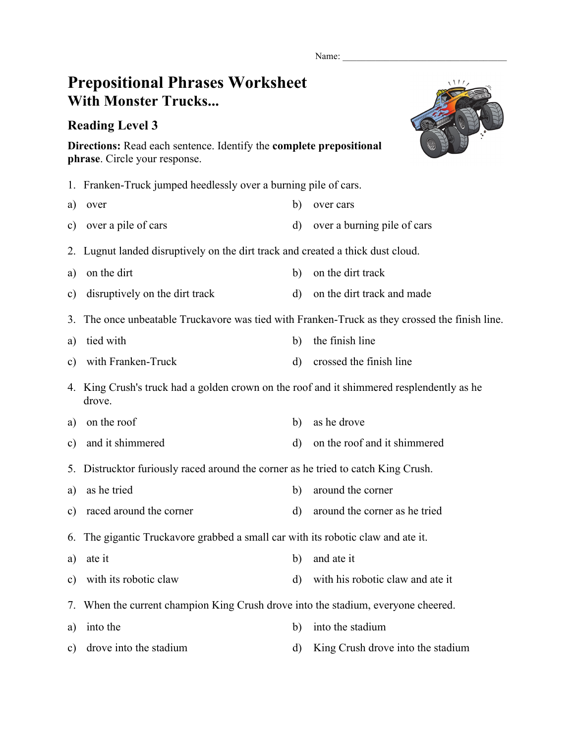Name: ___________________________________

# Prepositional Phrases Worksheet
## With Monster Trucks...

### Reading Level 3

**Directions:** Read each sentence. Identify the **complete prepositional phrase**. Circle your response.

1. Franken-Truck jumped heedlessly over a burning pile of cars.

a) over

b) over cars

c) over a pile of cars

d) over a burning pile of cars

2. Lugnut landed disruptively on the dirt track and created a thick dust cloud.

a) on the dirt

b) on the dirt track

c) disruptively on the dirt track

d) on the dirt track and made

3. The once unbeatable Truckavore was tied with Franken-Truck as they crossed the finish line.

a) tied with

b) the finish line

c) with Franken-Truck

d) crossed the finish line

4. King Crush's truck had a golden crown on the roof and it shimmered resplendently as he drove.

a) on the roof

b) as he drove

c) and it shimmered

d) on the roof and it shimmered

5. Distrucktor furiously raced around the corner as he tried to catch King Crush.

a) as he tried

b) around the corner

c) raced around the corner

d) around the corner as he tried

6. The gigantic Truckavore grabbed a small car with its robotic claw and ate it.

a) ate it

b) and ate it

c) with its robotic claw

d) with his robotic claw and ate it

7. When the current champion King Crush drove into the stadium, everyone cheered.

a) into the

b) into the stadium

c) drove into the stadium

d) King Crush drove into the stadium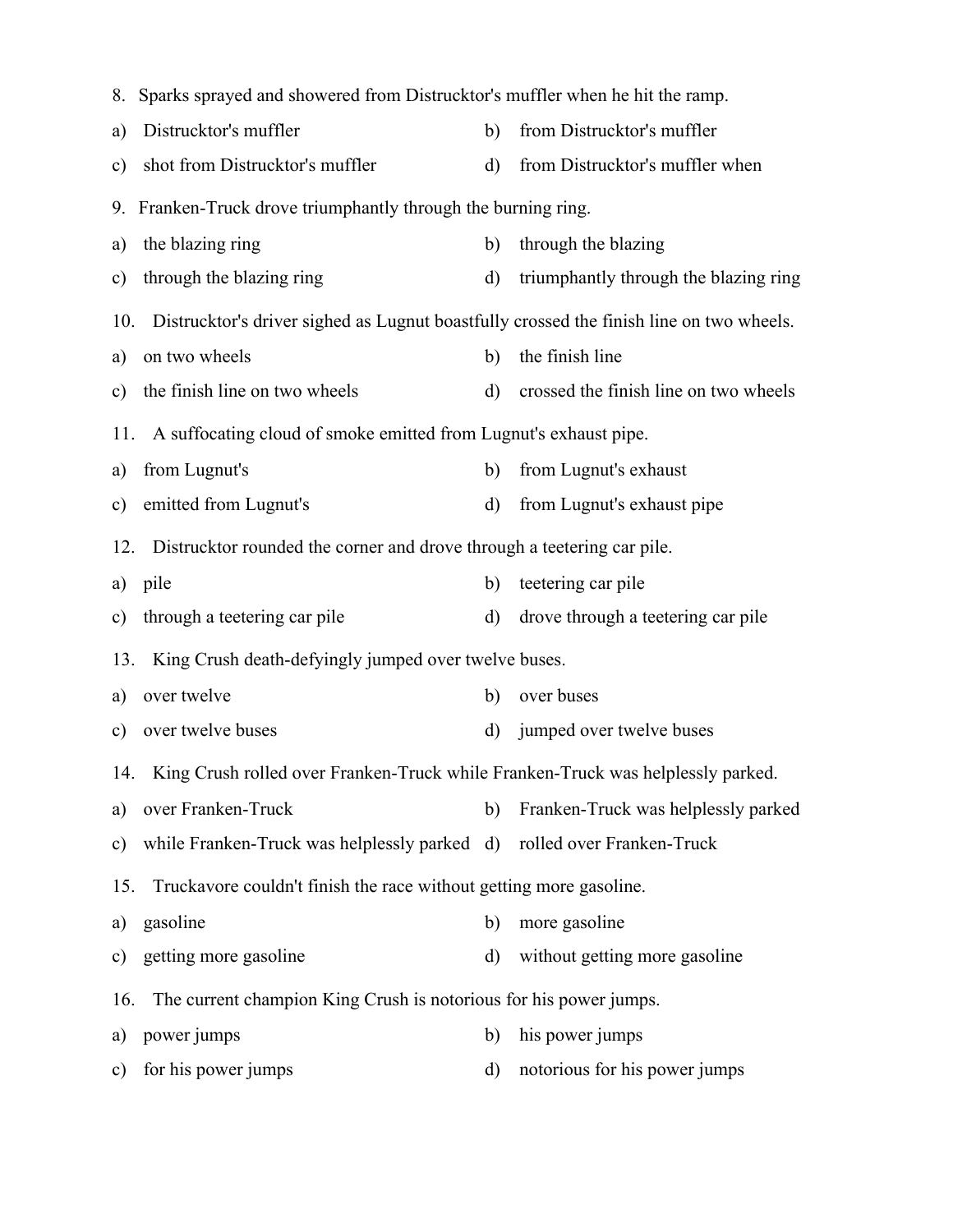8. Sparks sprayed and showered from Distrucktor's muffler when he hit the ramp.

a) Distrucktor's muffler
b) from Distrucktor's muffler
c) shot from Distrucktor's muffler
d) from Distrucktor's muffler when

9. Franken-Truck drove triumphantly through the burning ring.

a) the blazing ring
b) through the blazing
c) through the blazing ring
d) triumphantly through the blazing ring

10. Distrucktor's driver sighed as Lugnut boastfully crossed the finish line on two wheels.

a) on two wheels
b) the finish line
c) the finish line on two wheels
d) crossed the finish line on two wheels

11. A suffocating cloud of smoke emitted from Lugnut's exhaust pipe.

a) from Lugnut's
b) from Lugnut's exhaust
c) emitted from Lugnut's
d) from Lugnut's exhaust pipe

12. Distrucktor rounded the corner and drove through a teetering car pile.

a) pile
b) teetering car pile
c) through a teetering car pile
d) drove through a teetering car pile

13. King Crush death-defyingly jumped over twelve buses.

a) over twelve
b) over buses
c) over twelve buses
d) jumped over twelve buses

14. King Crush rolled over Franken-Truck while Franken-Truck was helplessly parked.

a) over Franken-Truck
b) Franken-Truck was helplessly parked
c) while Franken-Truck was helplessly parked
d) rolled over Franken-Truck

15. Truckavore couldn't finish the race without getting more gasoline.

a) gasoline
b) more gasoline
c) getting more gasoline
d) without getting more gasoline

16. The current champion King Crush is notorious for his power jumps.

a) power jumps
b) his power jumps
c) for his power jumps
d) notorious for his power jumps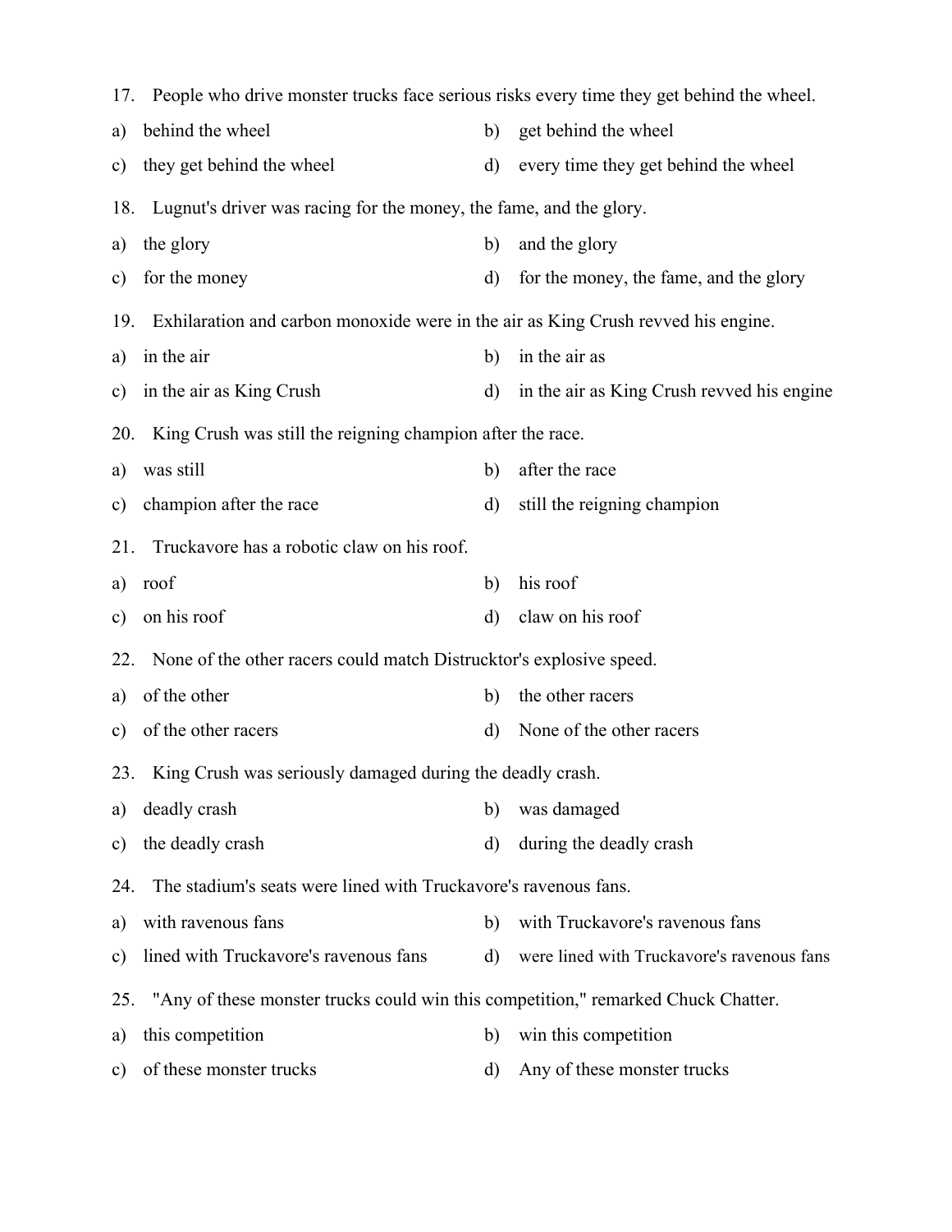17. People who drive monster trucks face serious risks every time they get behind the wheel.

a) behind the wheel
b) get behind the wheel
c) they get behind the wheel
d) every time they get behind the wheel

18. Lugnut's driver was racing for the money, the fame, and the glory.

a) the glory
b) and the glory
c) for the money
d) for the money, the fame, and the glory

19. Exhilaration and carbon monoxide were in the air as King Crush revved his engine.

a) in the air
b) in the air as
c) in the air as King Crush
d) in the air as King Crush revved his engine

20. King Crush was still the reigning champion after the race.

a) was still
b) after the race
c) champion after the race
d) still the reigning champion

21. Truckavore has a robotic claw on his roof.

a) roof
b) his roof
c) on his roof
d) claw on his roof

22. None of the other racers could match Distrucktor's explosive speed.

a) of the other
b) the other racers
c) of the other racers
d) None of the other racers

23. King Crush was seriously damaged during the deadly crash.

a) deadly crash
b) was damaged
c) the deadly crash
d) during the deadly crash

24. The stadium's seats were lined with Truckavore's ravenous fans.

a) with ravenous fans
b) with Truckavore's ravenous fans
c) lined with Truckavore's ravenous fans
d) were lined with Truckavore's ravenous fans

25. "Any of these monster trucks could win this competition," remarked Chuck Chatter.

a) this competition
b) win this competition
c) of these monster trucks
d) Any of these monster trucks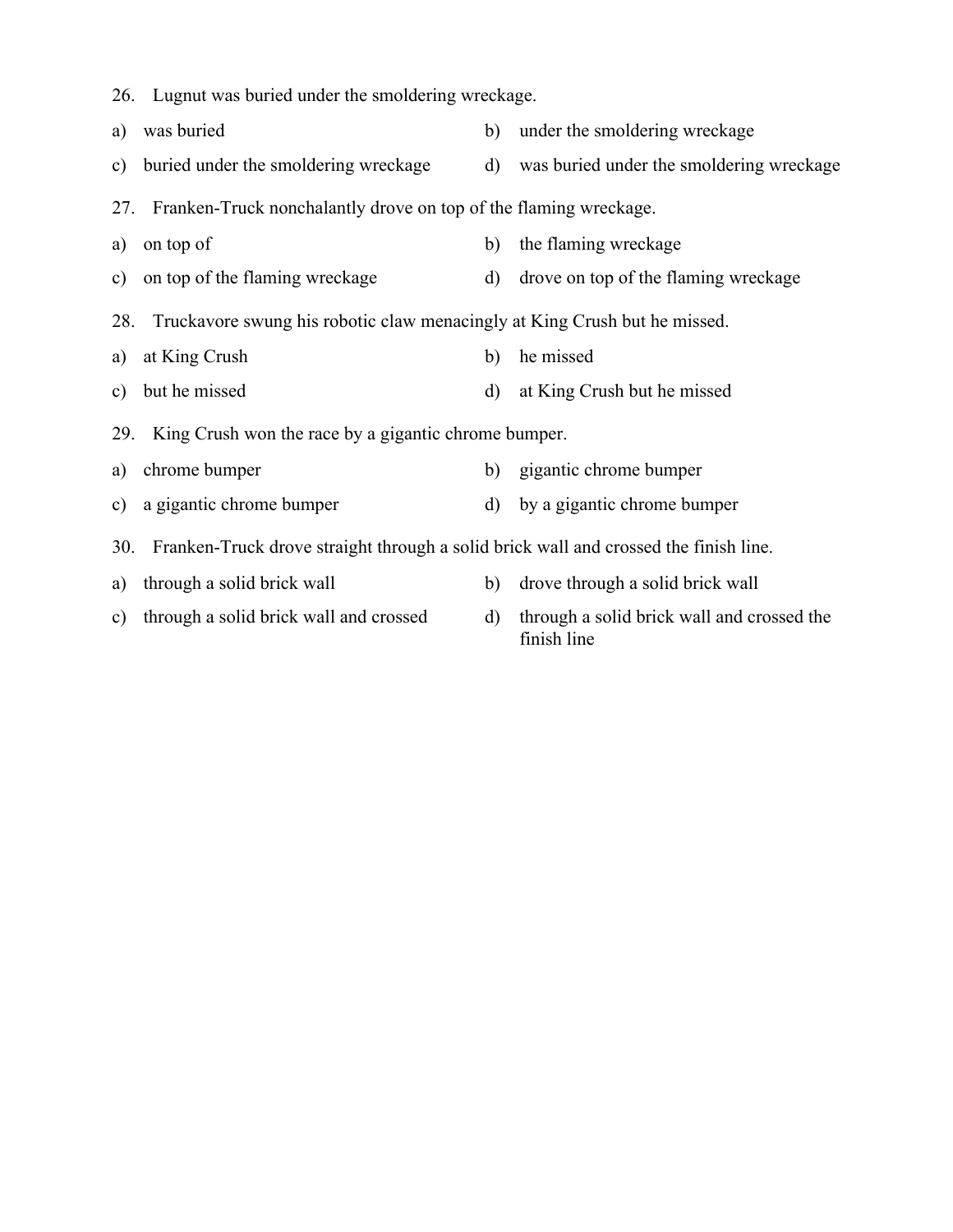26. Lugnut was buried under the smoldering wreckage.

a) was buried
b) under the smoldering wreckage
c) buried under the smoldering wreckage
d) was buried under the smoldering wreckage

27. Franken-Truck nonchalantly drove on top of the flaming wreckage.

a) on top of
b) the flaming wreckage
c) on top of the flaming wreckage
d) drove on top of the flaming wreckage

28. Truckavore swung his robotic claw menacingly at King Crush but he missed.

a) at King Crush
b) he missed
c) but he missed
d) at King Crush but he missed

29. King Crush won the race by a gigantic chrome bumper.

a) chrome bumper
b) gigantic chrome bumper
c) a gigantic chrome bumper
d) by a gigantic chrome bumper

30. Franken-Truck drove straight through a solid brick wall and crossed the finish line.

a) through a solid brick wall
b) drove through a solid brick wall
c) through a solid brick wall and crossed
d) through a solid brick wall and crossed the finish line